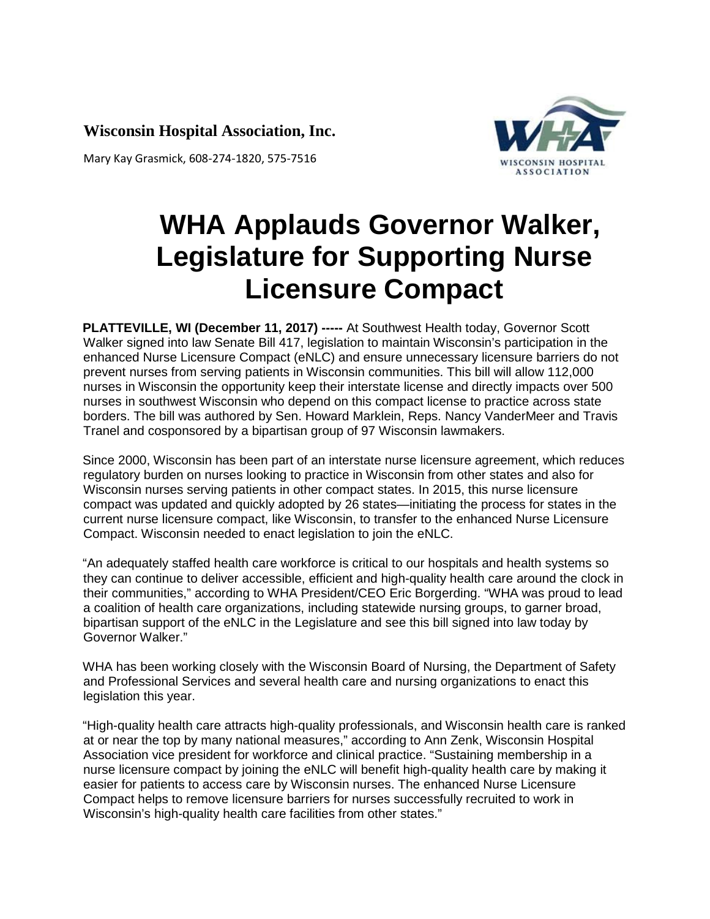**Wisconsin Hospital Association, Inc.**

Mary Kay Grasmick, 608-274-1820, 575-7516

# WHA Applauds Governor Walker, Legislature for Supporting Nurse Licensure Compact

**PLATTEVILLE, WI (December 11, 2017) -----** At Southwest Health today, Governor Scott Walker signed into law Senate Bill 417, legislation to maintain Wisconsin's participation in the enhanced Nurse Licensure Compact (eNLC) and ensure unnecessary licensure barriers do not prevent nurses from serving patients in Wisconsin communities. This bill will allow 112,000 nurses in Wisconsin the opportunity keep their interstate license and directly impacts over 500 nurses in southwest Wisconsin who depend on this compact license to practice across state borders. The bill was authored by Sen. Howard Marklein, Reps. Nancy VanderMeer and Travis Tranel and cosponsored by a bipartisan group of 97 Wisconsin lawmakers.

Since 2000, Wisconsin has been part of an interstate nurse licensure agreement, which reduces regulatory burden on nurses looking to practice in Wisconsin from other states and also for Wisconsin nurses serving patients in other compact states. In 2015, this nurse licensure compact was updated and quickly adopted by 26 states—initiating the process for states in the current nurse licensure compact, like Wisconsin, to transfer to the enhanced Nurse Licensure Compact. Wisconsin needed to enact legislation to join the eNLC.

"An adequately staffed health care workforce is critical to our hospitals and health systems so they can continue to deliver accessible, efficient and high-quality health care around the clock in their communities," according to WHA President/CEO Eric Borgerding. "WHA was proud to lead a coalition of health care organizations, including statewide nursing groups, to garner broad, bipartisan support of the eNLC in the Legislature and see this bill signed into law today by Governor Walker."

WHA has been working closely with the Wisconsin Board of Nursing, the Department of Safety and Professional Services and several health care and nursing organizations to enact this legislation this year.

"High-quality health care attracts high-quality professionals, and Wisconsin health care is ranked at or near the top by many national measures," according to Ann Zenk, Wisconsin Hospital Association vice president for workforce and clinical practice. "Sustaining membership in a nurse licensure compact by joining the eNLC will benefit high-quality health care by making it easier for patients to access care by Wisconsin nurses. The enhanced Nurse Licensure Compact helps to remove licensure barriers for nurses successfully recruited to work in Wisconsin's high-quality health care facilities from other states."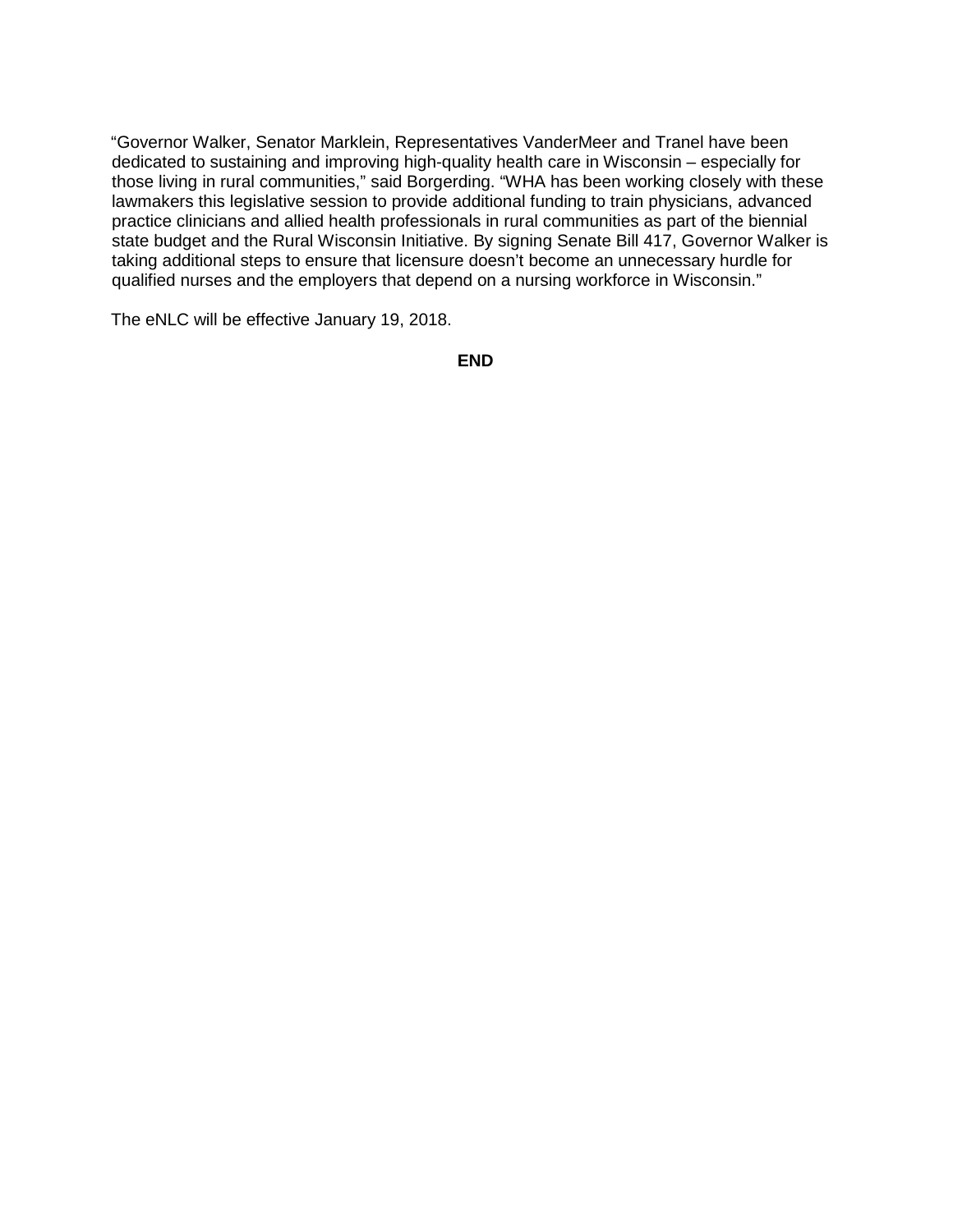"Governor Walker, Senator Marklein, Representatives VanderMeer and Tranel have been dedicated to sustaining and improving high-quality health care in Wisconsin – especially for those living in rural communities," said Borgerding. "WHA has been working closely with these lawmakers this legislative session to provide additional funding to train physicians, advanced practice clinicians and allied health professionals in rural communities as part of the biennial state budget and the Rural Wisconsin Initiative. By signing Senate Bill 417, Governor Walker is taking additional steps to ensure that licensure doesn't become an unnecessary hurdle for qualified nurses and the employers that depend on a nursing workforce in Wisconsin."

The eNLC will be effective January 19, 2018.

**END**